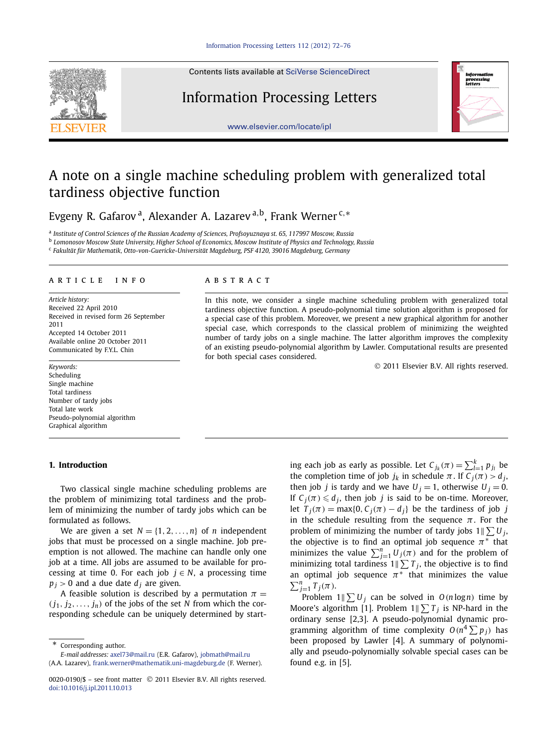# A note on a single machine scheduling problem with generalized total tardiness objective function

Evgeny R. Gafarov [a], Alexander A. Lazarev [a,b], Frank Werner [c,*]

[a] Institute of Control Sciences of the Russian Academy of Sciences, Profsoyuznaya st. 65, 117997 Moscow, Russia
[b] Lomonosov Moscow State University, Higher School of Economics, Moscow Institute of Physics and Technology, Russia
[c] Fakultät für Mathematik, Otto-von-Guericke-Universität Magdeburg, PSF 4120, 39016 Magdeburg, Germany

## ARTICLE INFO

*Article history:*
Received 22 April 2010
Received in revised form 26 September 2011
Accepted 14 October 2011
Available online 20 October 2011
Communicated by F.Y.L. Chin

*Keywords:*
Scheduling
Single machine
Total tardiness
Number of tardy jobs
Total late work
Pseudo-polynomial algorithm
Graphical algorithm

## ABSTRACT

In this note, we consider a single machine scheduling problem with generalized total tardiness objective function. A pseudo-polynomial time solution algorithm is proposed for a special case of this problem. Moreover, we present a new graphical algorithm for another special case, which corresponds to the classical problem of minimizing the weighted number of tardy jobs on a single machine. The latter algorithm improves the complexity of an existing pseudo-polynomial algorithm by Lawler. Computational results are presented for both special cases considered.

© 2011 Elsevier B.V. All rights reserved.

## 1. Introduction

Two classical single machine scheduling problems are the problem of minimizing total tardiness and the problem of minimizing the number of tardy jobs which can be formulated as follows.

We are given a set $N = \{1, 2, \ldots, n\}$ of $n$ independent jobs that must be processed on a single machine. Job preemption is not allowed. The machine can handle only one job at a time. All jobs are assumed to be available for processing at time 0. For each job $j \in N$, a processing time $p_j > 0$ and a due date $d_j$ are given.

A feasible solution is described by a permutation $\pi = (j_1, j_2, \ldots, j_n)$ of the jobs of the set $N$ from which the corresponding schedule can be uniquely determined by starting each job as early as possible. Let $C_{j_k}(\pi) = \sum_{l=1}^{k} p_{j_l}$ be the completion time of job $j_k$ in schedule $\pi$. If $C_j(\pi) > d_j$, then job $j$ is tardy and we have $U_j = 1$, otherwise $U_j = 0$. If $C_j(\pi) \leqslant d_j$, then job $j$ is said to be on-time. Moreover, let $T_j(\pi) = \max\{0, C_j(\pi) - d_j\}$ be the tardiness of job $j$ in the schedule resulting from the sequence $\pi$. For the problem of minimizing the number of tardy jobs $1\|\sum U_j$, the objective is to find an optimal job sequence $\pi^*$ that minimizes the value $\sum_{j=1}^{n} U_j(\pi)$ and for the problem of minimizing total tardiness $1\|\sum T_j$, the objective is to find an optimal job sequence $\pi^*$ that minimizes the value $\sum_{j=1}^{n} T_j(\pi)$.

Problem $1\|\sum U_j$ can be solved in $O(n \log n)$ time by Moore's algorithm [1]. Problem $1\|\sum T_j$ is NP-hard in the ordinary sense [2,3]. A pseudo-polynomial dynamic programming algorithm of time complexity $O(n^4 \sum p_j)$ has been proposed by Lawler [4]. A summary of polynomially and pseudo-polynomially solvable special cases can be found e.g. in [5].

* Corresponding author.
*E-mail addresses:* axel73@mail.ru (E.R. Gafarov), jobmath@mail.ru (A.A. Lazarev), frank.werner@mathematik.uni-magdeburg.de (F. Werner).

0020-0190/$ – see front matter © 2011 Elsevier B.V. All rights reserved.
doi:10.1016/j.ipl.2011.10.013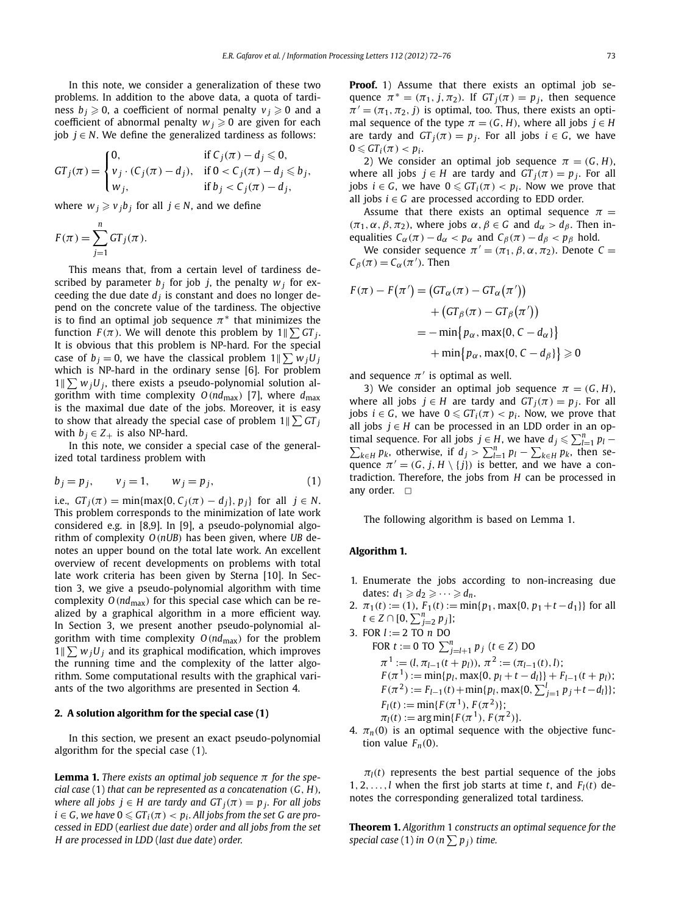In this note, we consider a generalization of these two problems. In addition to the above data, a quota of tardiness $b_j \geqslant 0$, a coefficient of normal penalty $v_j \geqslant 0$ and a coefficient of abnormal penalty $w_j \geqslant 0$ are given for each job $j \in N$. We define the generalized tardiness as follows:

$$GT_j(\pi) = \begin{cases} 0, & \text{if } C_j(\pi) - d_j \leqslant 0, \\ v_j \cdot (C_j(\pi) - d_j), & \text{if } 0 < C_j(\pi) - d_j \leqslant b_j, \\ w_j, & \text{if } b_j < C_j(\pi) - d_j, \end{cases}$$

where $w_j \geqslant v_j b_j$ for all $j \in N$, and we define

$$F(\pi) = \sum_{j=1}^{n} GT_j(\pi).$$

This means that, from a certain level of tardiness described by parameter $b_j$ for job $j$, the penalty $w_j$ for exceeding the due date $d_j$ is constant and does no longer depend on the concrete value of the tardiness. The objective is to find an optimal job sequence $\pi^*$ that minimizes the function $F(\pi)$. We will denote this problem by $1\|\sum GT_j$. It is obvious that this problem is NP-hard. For the special case of $b_j = 0$, we have the classical problem $1\|\sum w_j U_j$ which is NP-hard in the ordinary sense [6]. For problem $1\|\sum w_j U_j$, there exists a pseudo-polynomial solution algorithm with time complexity $O(nd_{\max})$ [7], where $d_{\max}$ is the maximal due date of the jobs. Moreover, it is easy to show that already the special case of problem $1\|\sum GT_j$ with $b_j \in Z_+$ is also NP-hard.

In this note, we consider a special case of the generalized total tardiness problem with

$$b_j = p_j, \qquad v_j = 1, \qquad w_j = p_j, \tag{1}$$

i.e., $GT_j(\pi) = \min\{\max\{0, C_j(\pi) - d_j\}, p_j\}$ for all $j \in N$. This problem corresponds to the minimization of late work considered e.g. in [8,9]. In [9], a pseudo-polynomial algorithm of complexity $O(nUB)$ has been given, where $UB$ denotes an upper bound on the total late work. An excellent overview of recent developments on problems with total late work criteria has been given by Sterna [10]. In Section 3, we give a pseudo-polynomial algorithm with time complexity $O(nd_{\max})$ for this special case which can be realized by a graphical algorithm in a more efficient way. In Section 3, we present another pseudo-polynomial algorithm with time complexity $O(nd_{\max})$ for the problem $1\|\sum w_j U_j$ and its graphical modification, which improves the running time and the complexity of the latter algorithm. Some computational results with the graphical variants of the two algorithms are presented in Section 4.

## 2. A solution algorithm for the special case (1)

In this section, we present an exact pseudo-polynomial algorithm for the special case (1).

**Lemma 1.** *There exists an optimal job sequence $\pi$ for the special case* (1) *that can be represented as a concatenation $(G, H)$, where all jobs $j \in H$ are tardy and $GT_j(\pi) = p_j$. For all jobs $i \in G$, we have $0 \leqslant GT_i(\pi) < p_i$. All jobs from the set $G$ are processed in EDD* (*earliest due date*) *order and all jobs from the set $H$ are processed in LDD* (*last due date*) *order.*

**Proof.** 1) Assume that there exists an optimal job sequence $\pi^* = (\pi_1, j, \pi_2)$. If $GT_j(\pi) = p_j$, then sequence $\pi' = (\pi_1, \pi_2, j)$ is optimal, too. Thus, there exists an optimal sequence of the type $\pi = (G, H)$, where all jobs $j \in H$ are tardy and $GT_j(\pi) = p_j$. For all jobs $i \in G$, we have $0 \leqslant GT_i(\pi) < p_i$.

2) We consider an optimal job sequence $\pi = (G, H)$, where all jobs $j \in H$ are tardy and $GT_j(\pi) = p_j$. For all jobs $i \in G$, we have $0 \leqslant GT_i(\pi) < p_i$. Now we prove that all jobs $i \in G$ are processed according to EDD order.

Assume that there exists an optimal sequence $\pi = (\pi_1, \alpha, \beta, \pi_2)$, where jobs $\alpha, \beta \in G$ and $d_\alpha > d_\beta$. Then inequalities $C_\alpha(\pi) - d_\alpha < p_\alpha$ and $C_\beta(\pi) - d_\beta < p_\beta$ hold.

We consider sequence $\pi' = (\pi_1, \beta, \alpha, \pi_2)$. Denote $C = C_\beta(\pi) = C_\alpha(\pi')$. Then

$$\begin{aligned} F(\pi) - F(\pi') &= \big(GT_\alpha(\pi) - GT_\alpha(\pi')\big) \\ &\quad + \big(GT_\beta(\pi) - GT_\beta(\pi')\big) \\ &= -\min\{p_\alpha, \max\{0, C - d_\alpha\}\} \\ &\quad + \min\{p_\alpha, \max\{0, C - d_\beta\}\} \geqslant 0 \end{aligned}$$

and sequence $\pi'$ is optimal as well.

3) We consider an optimal job sequence $\pi = (G, H)$, where all jobs $j \in H$ are tardy and $GT_j(\pi) = p_j$. For all jobs $i \in G$, we have $0 \leqslant GT_i(\pi) < p_i$. Now, we prove that all jobs $j \in H$ can be processed in an LDD order in an optimal sequence. For all jobs $j \in H$, we have $d_j \leqslant \sum_{l=1}^{n} p_l - \sum_{k \in H} p_k$, otherwise, if $d_j > \sum_{l=1}^{n} p_l - \sum_{k \in H} p_k$, then sequence $\pi' = (G, j, H \setminus \{j\})$ is better, and we have a contradiction. Therefore, the jobs from $H$ can be processed in any order. $\square$

The following algorithm is based on Lemma 1.

**Algorithm 1.**

1. Enumerate the jobs according to non-increasing due dates: $d_1 \geqslant d_2 \geqslant \cdots \geqslant d_n$.
2. $\pi_1(t) := (1)$, $F_1(t) := \min\{p_1, \max\{0, p_1 + t - d_1\}\}$ for all $t \in Z \cap [0, \sum_{j=2}^{n} p_j]$;
3. FOR $l := 2$ TO $n$ DO
   FOR $t := 0$ TO $\sum_{j=l+1}^{n} p_j$ $(t \in Z)$ DO
   $\pi^1 := (l, \pi_{l-1}(t + p_l))$, $\pi^2 := (\pi_{l-1}(t), l)$;
   $F(\pi^1) := \min\{p_l, \max\{0, p_l + t - d_l\}\} + F_{l-1}(t + p_l)$;
   $F(\pi^2) := F_{l-1}(t) + \min\{p_l, \max\{0, \sum_{j=1}^{l} p_j + t - d_l\}\}$;
   $F_l(t) := \min\{F(\pi^1), F(\pi^2)\}$;
   $\pi_l(t) := \arg\min\{F(\pi^1), F(\pi^2)\}$.
4. $\pi_n(0)$ is an optimal sequence with the objective function value $F_n(0)$.

$\pi_l(t)$ represents the best partial sequence of the jobs $1, 2, \ldots, l$ when the first job starts at time $t$, and $F_l(t)$ denotes the corresponding generalized total tardiness.

**Theorem 1.** *Algorithm* 1 *constructs an optimal sequence for the special case* (1) *in $O(n \sum p_j)$ time.*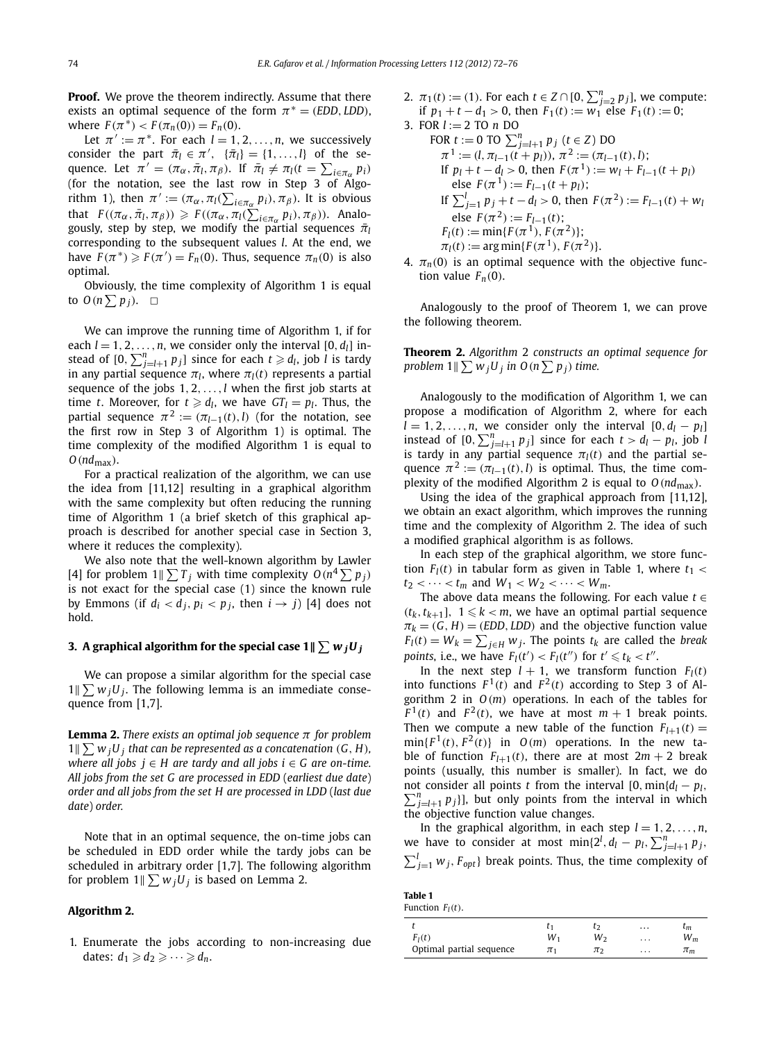**Proof.** We prove the theorem indirectly. Assume that there exists an optimal sequence of the form $\pi^* = (EDD, LDD)$, where $F(\pi^*) < F(\pi_n(0)) = F_n(0)$.

Let $\pi' := \pi^*$. For each $l = 1, 2, \ldots, n$, we successively consider the part $\bar{\pi}_l \in \pi'$, $\{\bar{\pi}_l\} = \{1, \ldots, l\}$ of the sequence. Let $\pi' = (\pi_\alpha, \bar{\pi}_l, \pi_\beta)$. If $\bar{\pi}_l \neq \pi_l(t = \sum_{i \in \pi_\alpha} p_i)$ (for the notation, see the last row in Step 3 of Algorithm 1), then $\pi' := (\pi_\alpha, \pi_l(\sum_{i \in \pi_\alpha} p_i), \pi_\beta)$. It is obvious that $F((\pi_\alpha, \bar{\pi}_l, \pi_\beta)) \geqslant F((\pi_\alpha, \pi_l(\sum_{i \in \pi_\alpha} p_i), \pi_\beta))$. Analogously, step by step, we modify the partial sequences $\bar{\pi}_l$ corresponding to the subsequent values $l$. At the end, we have $F(\pi^*) \geqslant F(\pi') = F_n(0)$. Thus, sequence $\pi_n(0)$ is also optimal.

Obviously, the time complexity of Algorithm 1 is equal to $O(n \sum p_j)$. $\square$

We can improve the running time of Algorithm 1, if for each $l = 1, 2, \ldots, n$, we consider only the interval $[0, d_l]$ instead of $[0, \sum_{j=l+1}^n p_j]$ since for each $t \geqslant d_l$, job $l$ is tardy in any partial sequence $\pi_l$, where $\pi_l(t)$ represents a partial sequence of the jobs $1, 2, \ldots, l$ when the first job starts at time $t$. Moreover, for $t \geqslant d_l$, we have $GT_l = p_l$. Thus, the partial sequence $\pi^2 := (\pi_{l-1}(t), l)$ (for the notation, see the first row in Step 3 of Algorithm 1) is optimal. The time complexity of the modified Algorithm 1 is equal to $O(nd_{\max})$.

For a practical realization of the algorithm, we can use the idea from [11,12] resulting in a graphical algorithm with the same complexity but often reducing the running time of Algorithm 1 (a brief sketch of this graphical approach is described for another special case in Section 3, where it reduces the complexity).

We also note that the well-known algorithm by Lawler [4] for problem $1\|\sum T_j$ with time complexity $O(n^4 \sum p_j)$ is not exact for the special case (1) since the known rule by Emmons (if $d_i < d_j$, $p_i < p_j$, then $i \to j$) [4] does not hold.

## 3. A graphical algorithm for the special case $1\|\sum w_j U_j$

We can propose a similar algorithm for the special case $1\|\sum w_j U_j$. The following lemma is an immediate consequence from [1,7].

**Lemma 2.** *There exists an optimal job sequence $\pi$ for problem $1\|\sum w_j U_j$ that can be represented as a concatenation $(G, H)$, where all jobs $j \in H$ are tardy and all jobs $i \in G$ are on-time. All jobs from the set $G$ are processed in EDD (earliest due date) order and all jobs from the set $H$ are processed in LDD (last due date) order.*

Note that in an optimal sequence, the on-time jobs can be scheduled in EDD order while the tardy jobs can be scheduled in arbitrary order [1,7]. The following algorithm for problem $1\|\sum w_j U_j$ is based on Lemma 2.

**Algorithm 2.**

1. Enumerate the jobs according to non-increasing due dates: $d_1 \geqslant d_2 \geqslant \cdots \geqslant d_n$.
2. $\pi_1(t) := (1)$. For each $t \in Z \cap [0, \sum_{j=2}^n p_j]$, we compute: if $p_1 + t - d_1 > 0$, then $F_1(t) := w_1$ else $F_1(t) := 0$;
3. FOR $l := 2$ TO $n$ DO
   FOR $t := 0$ TO $\sum_{j=l+1}^n p_j$ $(t \in Z)$ DO
   $\pi^1 := (l, \pi_{l-1}(t + p_l))$, $\pi^2 := (\pi_{l-1}(t), l)$;
   If $p_l + t - d_l > 0$, then $F(\pi^1) := w_l + F_{l-1}(t + p_l)$ else $F(\pi^1) := F_{l-1}(t + p_l)$;
   If $\sum_{j=1}^l p_j + t - d_l > 0$, then $F(\pi^2) := F_{l-1}(t) + w_l$ else $F(\pi^2) := F_{l-1}(t)$;
   $F_l(t) := \min\{F(\pi^1), F(\pi^2)\}$;
   $\pi_l(t) := \arg\min\{F(\pi^1), F(\pi^2)\}$.
4. $\pi_n(0)$ is an optimal sequence with the objective function value $F_n(0)$.

Analogously to the proof of Theorem 1, we can prove the following theorem.

**Theorem 2.** *Algorithm 2 constructs an optimal sequence for problem $1\|\sum w_j U_j$ in $O(n \sum p_j)$ time.*

Analogously to the modification of Algorithm 1, we can propose a modification of Algorithm 2, where for each $l = 1, 2, \ldots, n$, we consider only the interval $[0, d_l - p_l]$ instead of $[0, \sum_{j=l+1}^n p_j]$ since for each $t > d_l - p_l$, job $l$ is tardy in any partial sequence $\pi_l(t)$ and the partial sequence $\pi^2 := (\pi_{l-1}(t), l)$ is optimal. Thus, the time complexity of the modified Algorithm 2 is equal to $O(nd_{\max})$.

Using the idea of the graphical approach from [11,12], we obtain an exact algorithm, which improves the running time and the complexity of Algorithm 2. The idea of such a modified graphical algorithm is as follows.

In each step of the graphical algorithm, we store function $F_l(t)$ in tabular form as given in Table 1, where $t_1 < t_2 < \cdots < t_m$ and $W_1 < W_2 < \cdots < W_m$.

The above data means the following. For each value $t \in (t_k, t_{k+1}]$, $1 \leqslant k < m$, we have an optimal partial sequence $\pi_k = (G, H) = (EDD, LDD)$ and the objective function value $F_l(t) = W_k = \sum_{j \in H} w_j$. The points $t_k$ are called the *break points*, i.e., we have $F_l(t') < F_l(t'')$ for $t' \leqslant t_k < t''$.

In the next step $l + 1$, we transform function $F_l(t)$ into functions $F^1(t)$ and $F^2(t)$ according to Step 3 of Algorithm 2 in $O(m)$ operations. In each of the tables for $F^1(t)$ and $F^2(t)$, we have at most $m + 1$ break points. Then we compute a new table of the function $F_{l+1}(t) = \min\{F^1(t), F^2(t)\}$ in $O(m)$ operations. In the new table of function $F_{l+1}(t)$, there are at most $2m + 2$ break points (usually, this number is smaller). In fact, we do not consider all points $t$ from the interval $[0, \min\{d_l - p_l, \sum_{j=l+1}^n p_j\}]$, but only points from the interval in which the objective function value changes.

In the graphical algorithm, in each step $l = 1, 2, \ldots, n$, we have to consider at most $\min\{2^l, d_l - p_l, \sum_{j=l+1}^n p_j, \sum_{j=1}^l w_j, F_{opt}\}$ break points. Thus, the time complexity of

**Table 1**
Function $F_l(t)$.

| $t$ | $t_1$ | $t_2$ | $\ldots$ | $t_m$ |
|---|---|---|---|---|
| $F_l(t)$ | $W_1$ | $W_2$ | $\ldots$ | $W_m$ |
| Optimal partial sequence | $\pi_1$ | $\pi_2$ | $\ldots$ | $\pi_m$ |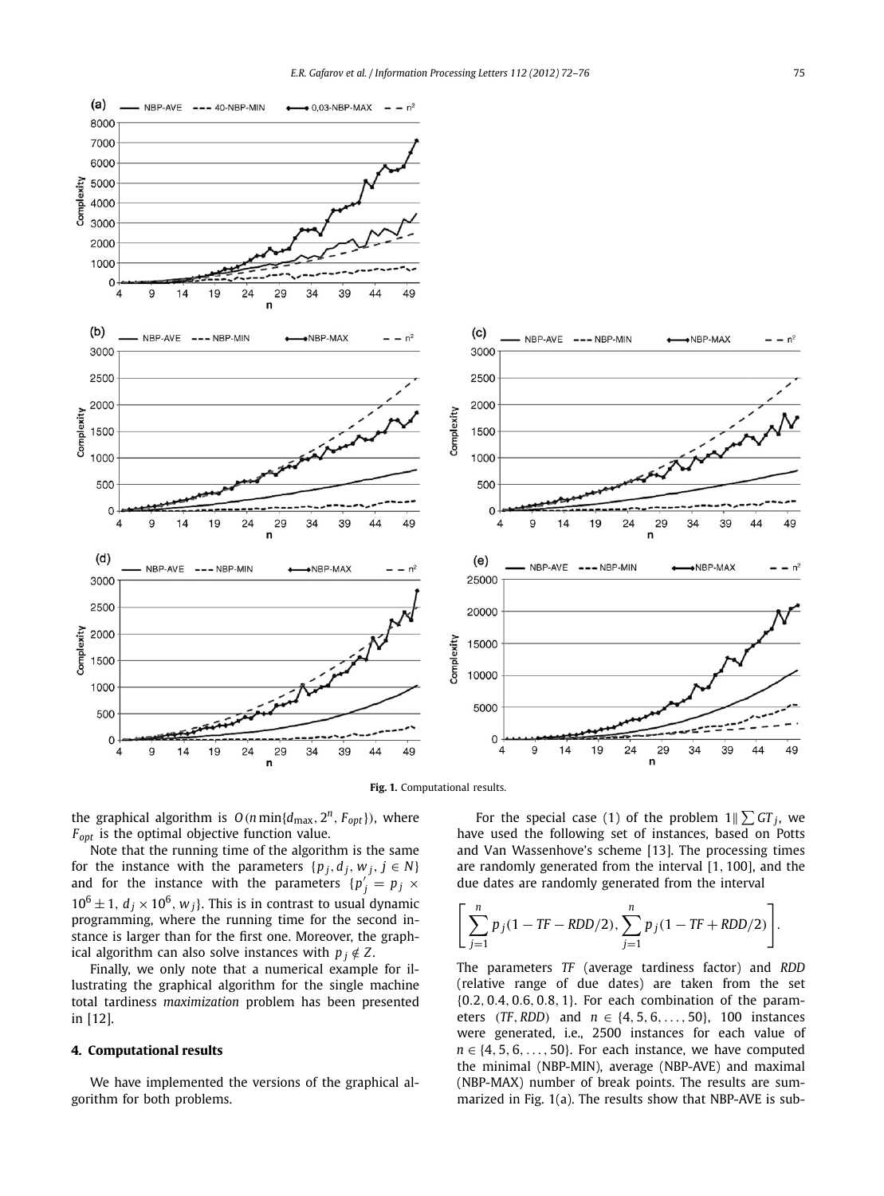Fig. 1. Computational results.

the graphical algorithm is $O(n \min\{d_{\max}, 2^n, F_{opt}\})$, where $F_{opt}$ is the optimal objective function value.

Note that the running time of the algorithm is the same for the instance with the parameters $\{p_j, d_j, w_j, j \in N\}$ and for the instance with the parameters $\{p_j' = p_j \times 10^6 \pm 1, d_j \times 10^6, w_j\}$. This is in contrast to usual dynamic programming, where the running time for the second instance is larger than for the first one. Moreover, the graphical algorithm can also solve instances with $p_j \notin Z$.

Finally, we only note that a numerical example for illustrating the graphical algorithm for the single machine total tardiness *maximization* problem has been presented in [12].

## 4. Computational results

We have implemented the versions of the graphical algorithm for both problems.

For the special case (1) of the problem $1\|\sum GT_j$, we have used the following set of instances, based on Potts and Van Wassenhove's scheme [13]. The processing times are randomly generated from the interval [1, 100], and the due dates are randomly generated from the interval

$$\left[\sum_{j=1}^{n} p_j(1 - TF - RDD/2), \sum_{j=1}^{n} p_j(1 - TF + RDD/2)\right].$$

The parameters *TF* (average tardiness factor) and *RDD* (relative range of due dates) are taken from the set $\{0.2, 0.4, 0.6, 0.8, 1\}$. For each combination of the parameters $(TF, RDD)$ and $n \in \{4, 5, 6, \ldots, 50\}$, 100 instances were generated, i.e., 2500 instances for each value of $n \in \{4, 5, 6, \ldots, 50\}$. For each instance, we have computed the minimal (NBP-MIN), average (NBP-AVE) and maximal (NBP-MAX) number of break points. The results are summarized in Fig. 1(a). The results show that NBP-AVE is sub-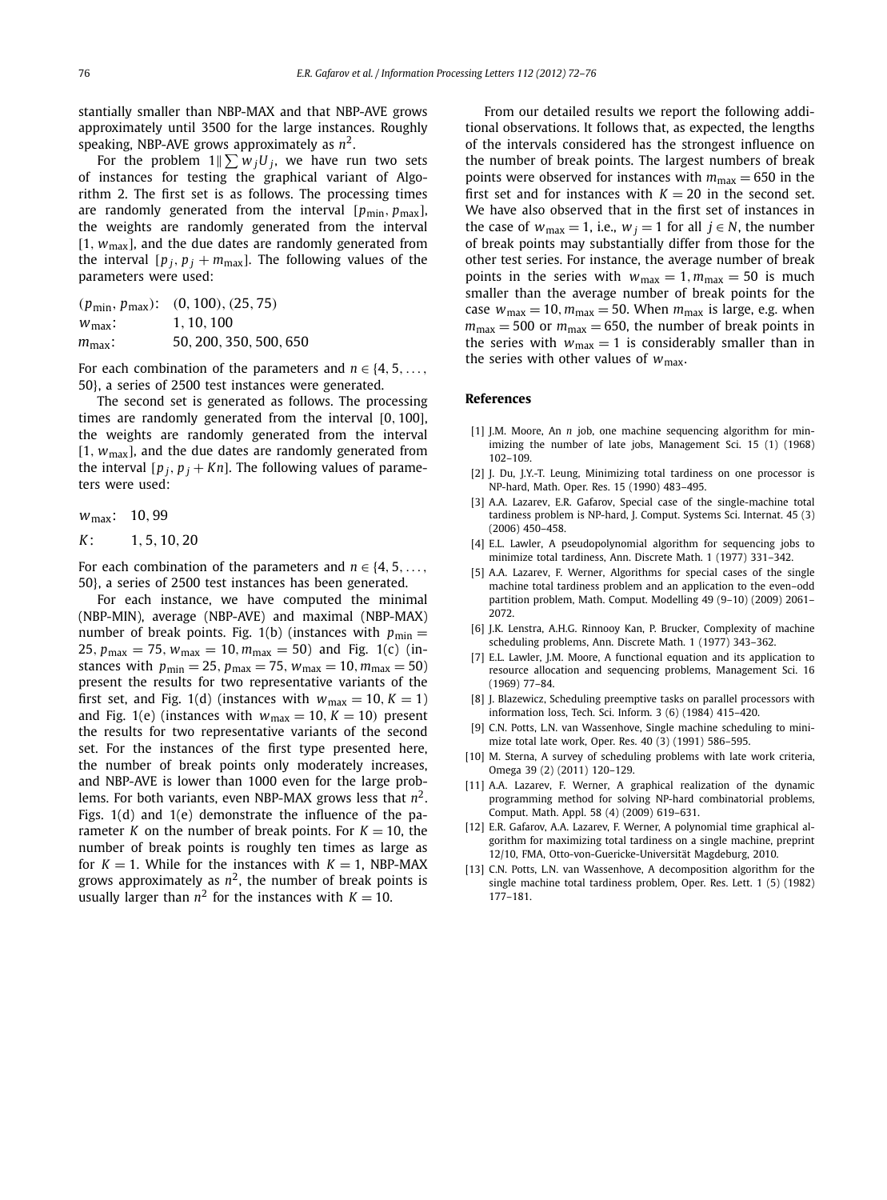stantially smaller than NBP-MAX and that NBP-AVE grows approximately until 3500 for the large instances. Roughly speaking, NBP-AVE grows approximately as $n^2$.

For the problem $1\|\sum w_j U_j$, we have run two sets of instances for testing the graphical variant of Algorithm 2. The first set is as follows. The processing times are randomly generated from the interval $[p_{\min}, p_{\max}]$, the weights are randomly generated from the interval $[1, w_{\max}]$, and the due dates are randomly generated from the interval $[p_j, p_j + m_{\max}]$. The following values of the parameters were used:

$(p_{\min}, p_{\max})$: $(0, 100), (25, 75)$
$w_{\max}$: $1, 10, 100$
$m_{\max}$: $50, 200, 350, 500, 650$

For each combination of the parameters and $n \in \{4, 5, \ldots, 50\}$, a series of 2500 test instances were generated.

The second set is generated as follows. The processing times are randomly generated from the interval $[0, 100]$, the weights are randomly generated from the interval $[1, w_{\max}]$, and the due dates are randomly generated from the interval $[p_j, p_j + Kn]$. The following values of parameters were used:

$w_{\max}$: $10, 99$
$K$: $1, 5, 10, 20$

For each combination of the parameters and $n \in \{4, 5, \ldots, 50\}$, a series of 2500 test instances has been generated.

For each instance, we have computed the minimal (NBP-MIN), average (NBP-AVE) and maximal (NBP-MAX) number of break points. Fig. 1(b) (instances with $p_{\min} = 25, p_{\max} = 75, w_{\max} = 10, m_{\max} = 50$) and Fig. 1(c) (instances with $p_{\min} = 25, p_{\max} = 75, w_{\max} = 10, m_{\max} = 50$) present the results for two representative variants of the first set, and Fig. 1(d) (instances with $w_{\max} = 10, K = 1$) and Fig. 1(e) (instances with $w_{\max} = 10, K = 10$) present the results for two representative variants of the second set. For the instances of the first type presented here, the number of break points only moderately increases, and NBP-AVE is lower than 1000 even for the large problems. For both variants, even NBP-MAX grows less that $n^2$. Figs. 1(d) and 1(e) demonstrate the influence of the parameter $K$ on the number of break points. For $K = 10$, the number of break points is roughly ten times as large as for $K = 1$. While for the instances with $K = 1$, NBP-MAX grows approximately as $n^2$, the number of break points is usually larger than $n^2$ for the instances with $K = 10$.

From our detailed results we report the following additional observations. It follows that, as expected, the lengths of the intervals considered has the strongest influence on the number of break points. The largest numbers of break points were observed for instances with $m_{\max} = 650$ in the first set and for instances with $K = 20$ in the second set. We have also observed that in the first set of instances in the case of $w_{\max} = 1$, i.e., $w_j = 1$ for all $j \in N$, the number of break points may substantially differ from those for the other test series. For instance, the average number of break points in the series with $w_{\max} = 1, m_{\max} = 50$ is much smaller than the average number of break points for the case $w_{\max} = 10, m_{\max} = 50$. When $m_{\max}$ is large, e.g. when $m_{\max} = 500$ or $m_{\max} = 650$, the number of break points in the series with $w_{\max} = 1$ is considerably smaller than in the series with other values of $w_{\max}$.

## References

[1] J.M. Moore, An $n$ job, one machine sequencing algorithm for minimizing the number of late jobs, Management Sci. 15 (1) (1968) 102–109.

[2] J. Du, J.Y.-T. Leung, Minimizing total tardiness on one processor is NP-hard, Math. Oper. Res. 15 (1990) 483–495.

[3] A.A. Lazarev, E.R. Gafarov, Special case of the single-machine total tardiness problem is NP-hard, J. Comput. Systems Sci. Internat. 45 (3) (2006) 450–458.

[4] E.L. Lawler, A pseudopolynomial algorithm for sequencing jobs to minimize total tardiness, Ann. Discrete Math. 1 (1977) 331–342.

[5] A.A. Lazarev, F. Werner, Algorithms for special cases of the single machine total tardiness problem and an application to the even–odd partition problem, Math. Comput. Modelling 49 (9–10) (2009) 2061–2072.

[6] J.K. Lenstra, A.H.G. Rinnooy Kan, P. Brucker, Complexity of machine scheduling problems, Ann. Discrete Math. 1 (1977) 343–362.

[7] E.L. Lawler, J.M. Moore, A functional equation and its application to resource allocation and sequencing problems, Management Sci. 16 (1969) 77–84.

[8] J. Blazewicz, Scheduling preemptive tasks on parallel processors with information loss, Tech. Sci. Inform. 3 (6) (1984) 415–420.

[9] C.N. Potts, L.N. van Wassenhove, Single machine scheduling to minimize total late work, Oper. Res. 40 (3) (1991) 586–595.

[10] M. Sterna, A survey of scheduling problems with late work criteria, Omega 39 (2) (2011) 120–129.

[11] A.A. Lazarev, F. Werner, A graphical realization of the dynamic programming method for solving NP-hard combinatorial problems, Comput. Math. Appl. 58 (4) (2009) 619–631.

[12] E.R. Gafarov, A.A. Lazarev, F. Werner, A polynomial time graphical algorithm for maximizing total tardiness on a single machine, preprint 12/10, FMA, Otto-von-Guericke-Universität Magdeburg, 2010.

[13] C.N. Potts, L.N. van Wassenhove, A decomposition algorithm for the single machine total tardiness problem, Oper. Res. Lett. 1 (5) (1982) 177–181.